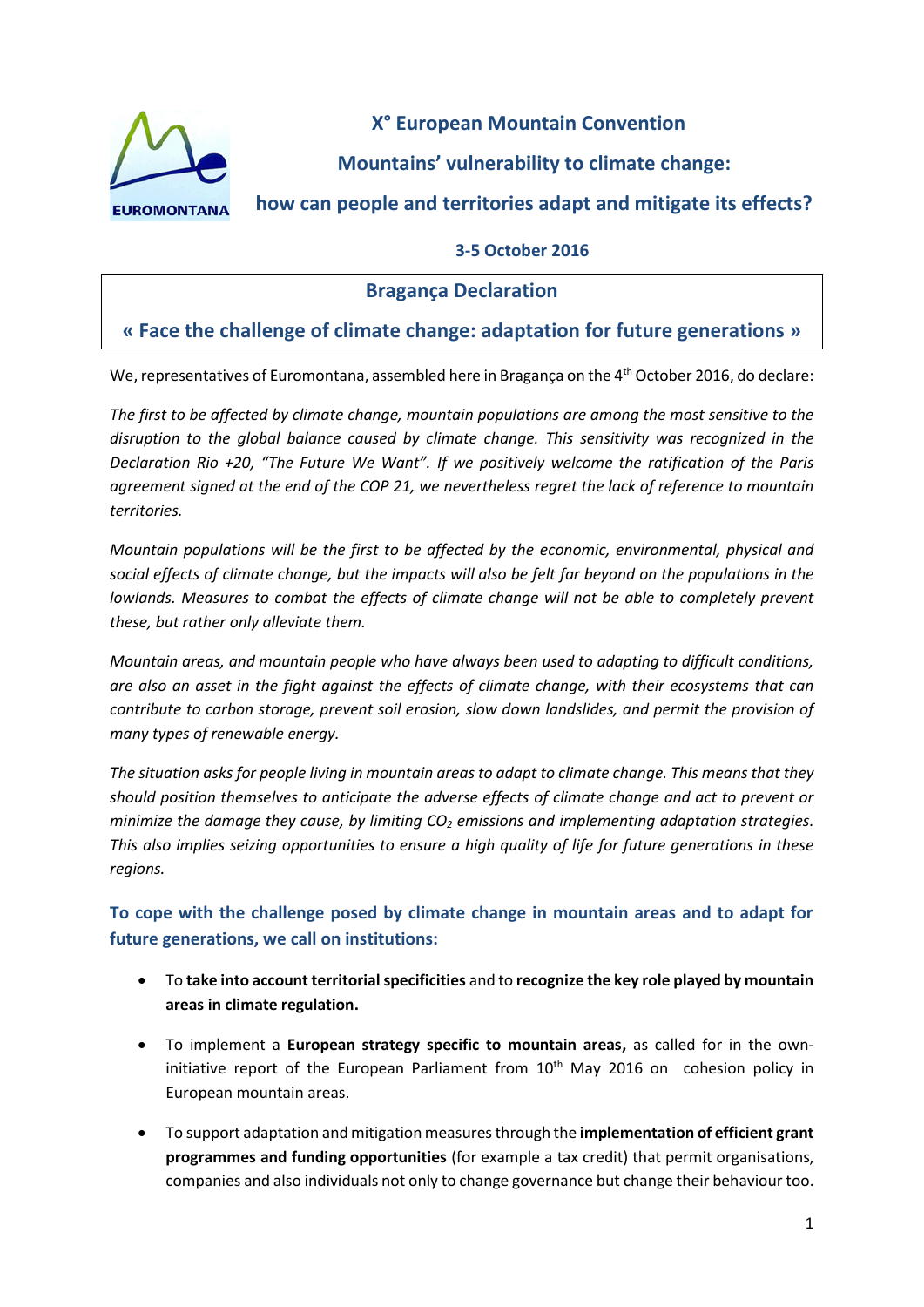EUROMONTANA

# X° European Mountain Convention

## Mountains' vulnerability to climate change: how can people and territories adapt and mitigate its effects?

**3-5 October 2016**

## Bragança Declaration

## « Face the challenge of climate change: adaptation for future generations »

We, representatives of Euromontana, assembled here in Bragança on the 4th October 2016, do declare:

*The first to be affected by climate change, mountain populations are among the most sensitive to the disruption to the global balance caused by climate change. This sensitivity was recognized in the Declaration Rio +20, "The Future We Want". If we positively welcome the ratification of the Paris agreement signed at the end of the COP 21, we nevertheless regret the lack of reference to mountain territories.*

*Mountain populations will be the first to be affected by the economic, environmental, physical and social effects of climate change, but the impacts will also be felt far beyond on the populations in the lowlands. Measures to combat the effects of climate change will not be able to completely prevent these, but rather only alleviate them.*

*Mountain areas, and mountain people who have always been used to adapting to difficult conditions, are also an asset in the fight against the effects of climate change, with their ecosystems that can contribute to carbon storage, prevent soil erosion, slow down landslides, and permit the provision of many types of renewable energy.*

*The situation asks for people living in mountain areas to adapt to climate change. This means that they should position themselves to anticipate the adverse effects of climate change and act to prevent or minimize the damage they cause, by limiting $CO_2$ emissions and implementing adaptation strategies. This also implies seizing opportunities to ensure a high quality of life for future generations in these regions.*

### To cope with the challenge posed by climate change in mountain areas and to adapt for future generations, we call on institutions:

- To **take into account territorial specificities** and to **recognize the key role played by mountain areas in climate regulation.**
- To implement a **European strategy specific to mountain areas,** as called for in the own-initiative report of the European Parliament from 10th May 2016 on cohesion policy in European mountain areas.
- To support adaptation and mitigation measures through the **implementation of efficient grant programmes and funding opportunities** (for example a tax credit) that permit organisations, companies and also individuals not only to change governance but change their behaviour too.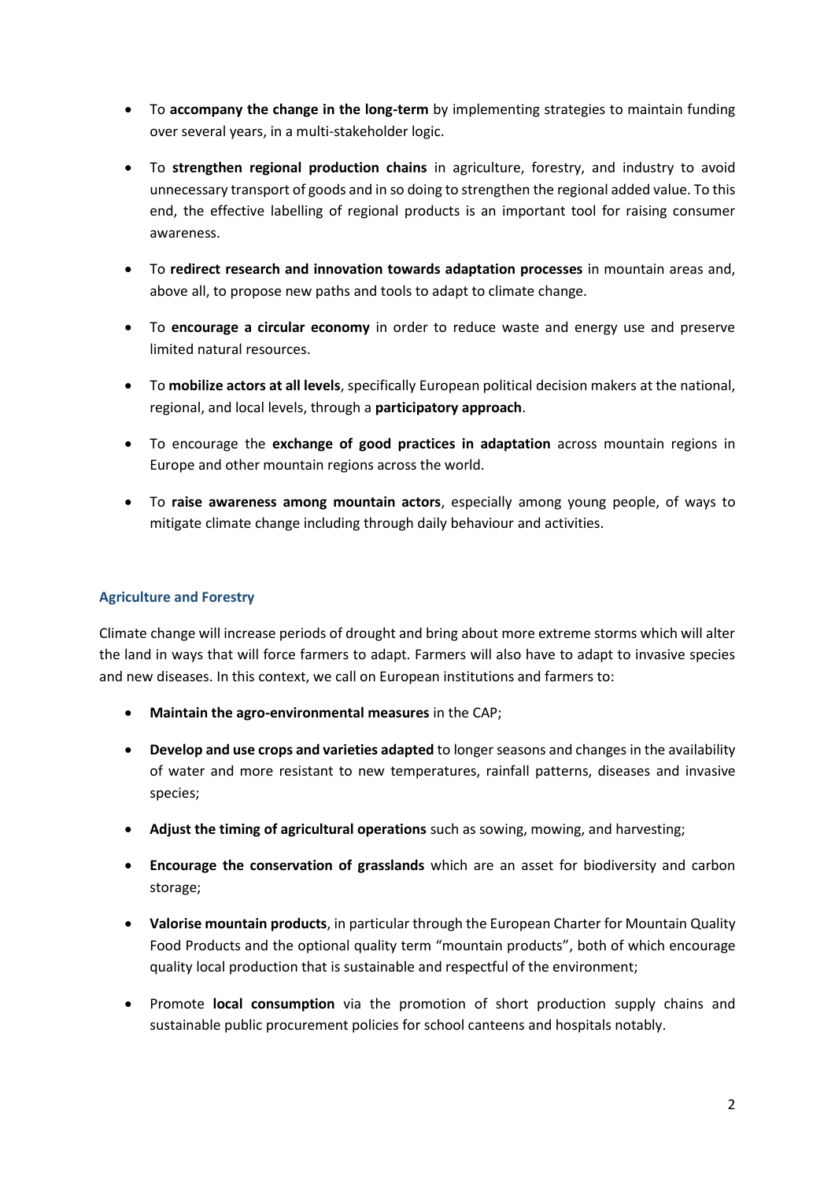- To **accompany the change in the long-term** by implementing strategies to maintain funding over several years, in a multi-stakeholder logic.

- To **strengthen regional production chains** in agriculture, forestry, and industry to avoid unnecessary transport of goods and in so doing to strengthen the regional added value. To this end, the effective labelling of regional products is an important tool for raising consumer awareness.

- To **redirect research and innovation towards adaptation processes** in mountain areas and, above all, to propose new paths and tools to adapt to climate change.

- To **encourage a circular economy** in order to reduce waste and energy use and preserve limited natural resources.

- To **mobilize actors at all levels**, specifically European political decision makers at the national, regional, and local levels, through a **participatory approach**.

- To encourage the **exchange of good practices in adaptation** across mountain regions in Europe and other mountain regions across the world.

- To **raise awareness among mountain actors**, especially among young people, of ways to mitigate climate change including through daily behaviour and activities.

### Agriculture and Forestry

Climate change will increase periods of drought and bring about more extreme storms which will alter the land in ways that will force farmers to adapt. Farmers will also have to adapt to invasive species and new diseases. In this context, we call on European institutions and farmers to:

- **Maintain the agro-environmental measures** in the CAP;

- **Develop and use crops and varieties adapted** to longer seasons and changes in the availability of water and more resistant to new temperatures, rainfall patterns, diseases and invasive species;

- **Adjust the timing of agricultural operations** such as sowing, mowing, and harvesting;

- **Encourage the conservation of grasslands** which are an asset for biodiversity and carbon storage;

- **Valorise mountain products**, in particular through the European Charter for Mountain Quality Food Products and the optional quality term "mountain products", both of which encourage quality local production that is sustainable and respectful of the environment;

- Promote **local consumption** via the promotion of short production supply chains and sustainable public procurement policies for school canteens and hospitals notably.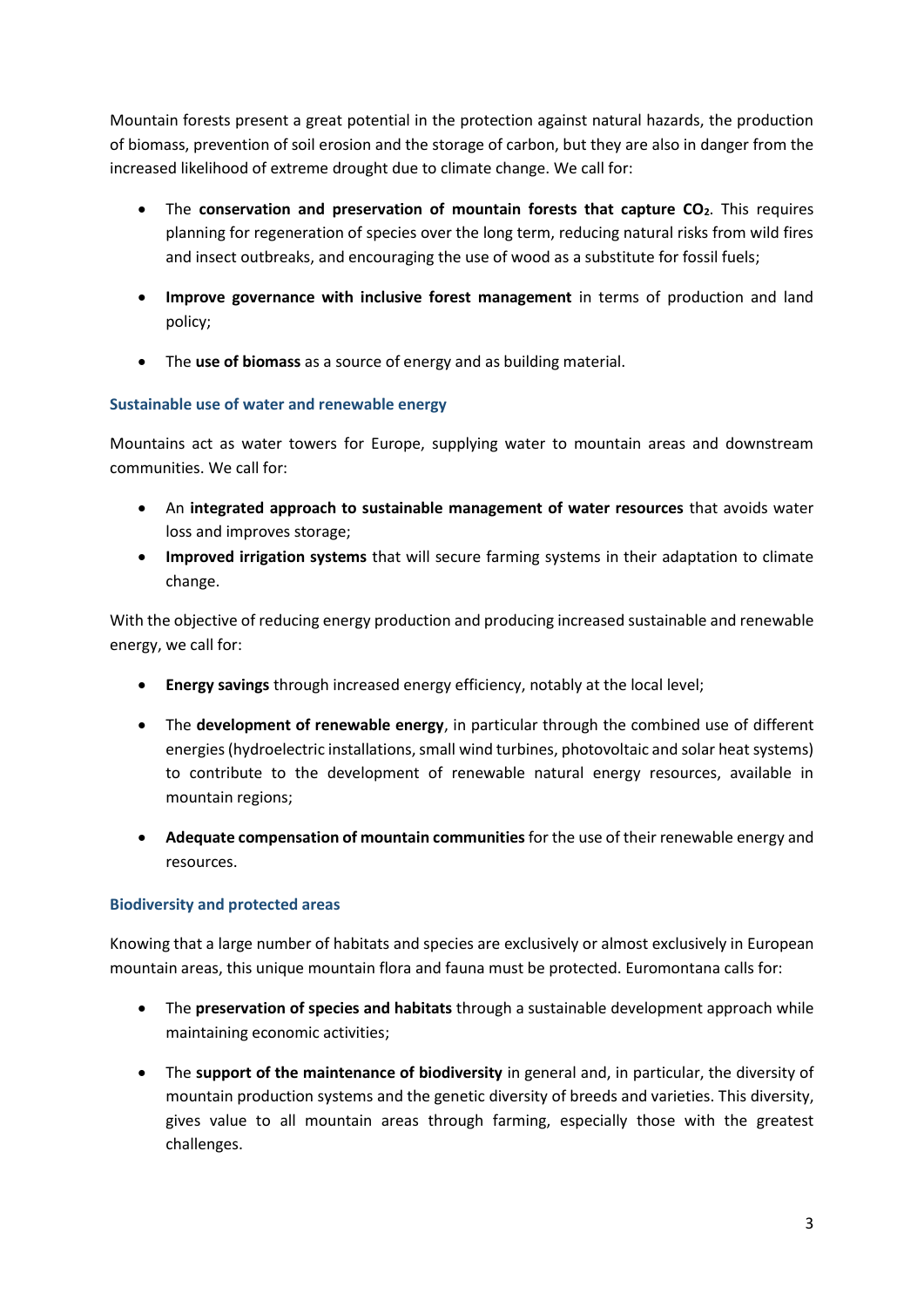Mountain forests present a great potential in the protection against natural hazards, the production of biomass, prevention of soil erosion and the storage of carbon, but they are also in danger from the increased likelihood of extreme drought due to climate change. We call for:

- The **conservation and preservation of mountain forests that capture $CO_2$**. This requires planning for regeneration of species over the long term, reducing natural risks from wild fires and insect outbreaks, and encouraging the use of wood as a substitute for fossil fuels;

- **Improve governance with inclusive forest management** in terms of production and land policy;

- The **use of biomass** as a source of energy and as building material.

### Sustainable use of water and renewable energy

Mountains act as water towers for Europe, supplying water to mountain areas and downstream communities. We call for:

- An **integrated approach to sustainable management of water resources** that avoids water loss and improves storage;
- **Improved irrigation systems** that will secure farming systems in their adaptation to climate change.

With the objective of reducing energy production and producing increased sustainable and renewable energy, we call for:

- **Energy savings** through increased energy efficiency, notably at the local level;

- The **development of renewable energy**, in particular through the combined use of different energies (hydroelectric installations, small wind turbines, photovoltaic and solar heat systems) to contribute to the development of renewable natural energy resources, available in mountain regions;

- **Adequate compensation of mountain communities** for the use of their renewable energy and resources.

### Biodiversity and protected areas

Knowing that a large number of habitats and species are exclusively or almost exclusively in European mountain areas, this unique mountain flora and fauna must be protected. Euromontana calls for:

- The **preservation of species and habitats** through a sustainable development approach while maintaining economic activities;

- The **support of the maintenance of biodiversity** in general and, in particular, the diversity of mountain production systems and the genetic diversity of breeds and varieties. This diversity, gives value to all mountain areas through farming, especially those with the greatest challenges.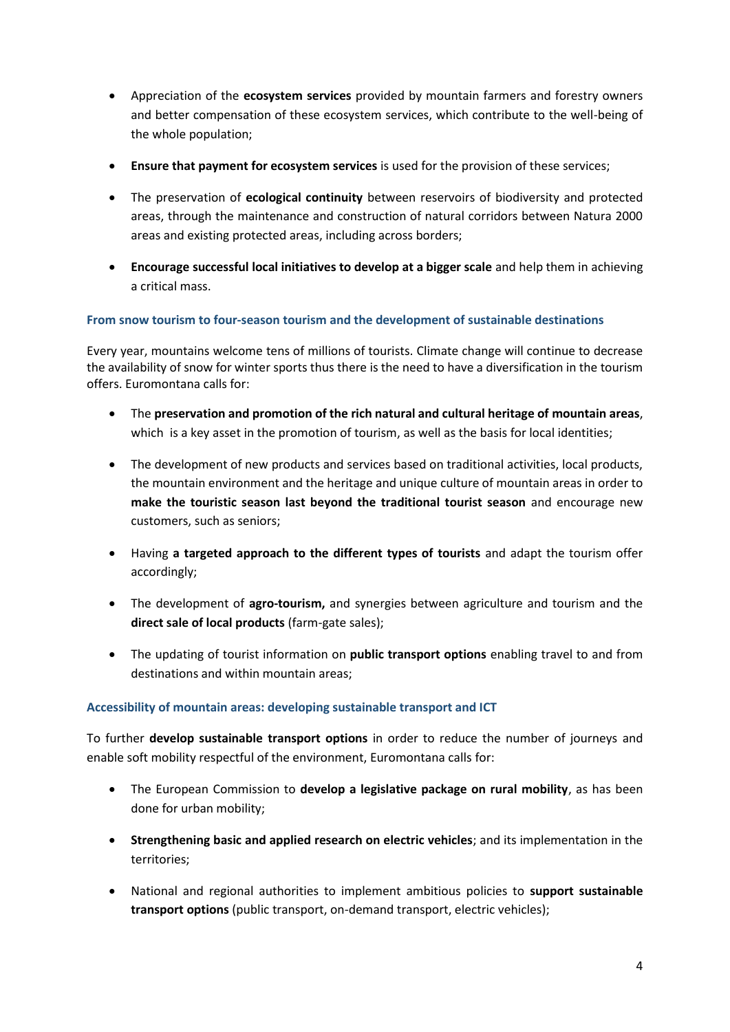- Appreciation of the **ecosystem services** provided by mountain farmers and forestry owners and better compensation of these ecosystem services, which contribute to the well-being of the whole population;
- **Ensure that payment for ecosystem services** is used for the provision of these services;
- The preservation of **ecological continuity** between reservoirs of biodiversity and protected areas, through the maintenance and construction of natural corridors between Natura 2000 areas and existing protected areas, including across borders;
- **Encourage successful local initiatives to develop at a bigger scale** and help them in achieving a critical mass.

### From snow tourism to four-season tourism and the development of sustainable destinations

Every year, mountains welcome tens of millions of tourists. Climate change will continue to decrease the availability of snow for winter sports thus there is the need to have a diversification in the tourism offers. Euromontana calls for:

- The **preservation and promotion of the rich natural and cultural heritage of mountain areas**, which is a key asset in the promotion of tourism, as well as the basis for local identities;
- The development of new products and services based on traditional activities, local products, the mountain environment and the heritage and unique culture of mountain areas in order to **make the touristic season last beyond the traditional tourist season** and encourage new customers, such as seniors;
- Having **a targeted approach to the different types of tourists** and adapt the tourism offer accordingly;
- The development of **agro-tourism,** and synergies between agriculture and tourism and the **direct sale of local products** (farm-gate sales);
- The updating of tourist information on **public transport options** enabling travel to and from destinations and within mountain areas;

### Accessibility of mountain areas: developing sustainable transport and ICT

To further **develop sustainable transport options** in order to reduce the number of journeys and enable soft mobility respectful of the environment, Euromontana calls for:

- The European Commission to **develop a legislative package on rural mobility**, as has been done for urban mobility;
- **Strengthening basic and applied research on electric vehicles**; and its implementation in the territories;
- National and regional authorities to implement ambitious policies to **support sustainable transport options** (public transport, on-demand transport, electric vehicles);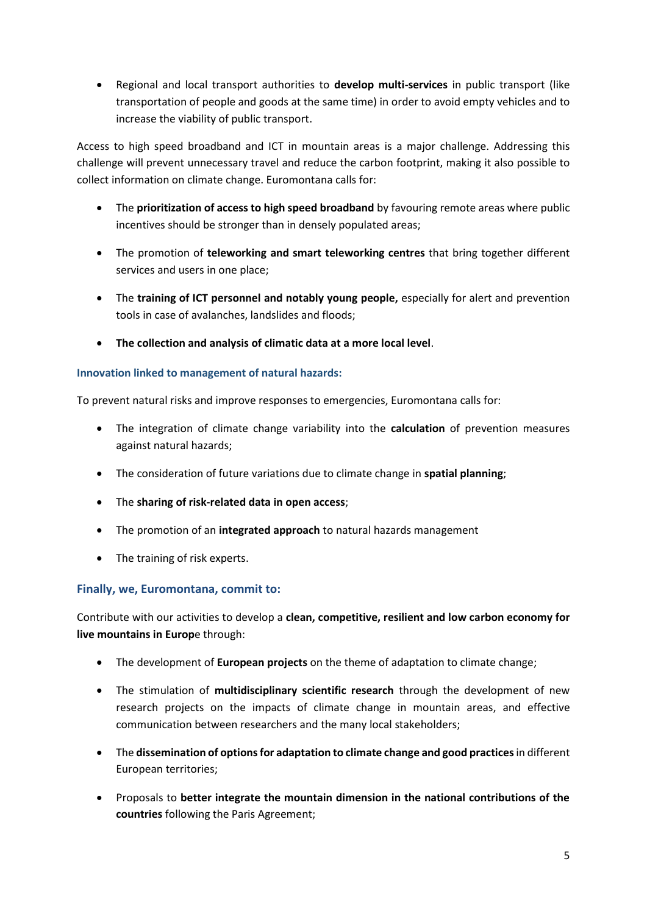- Regional and local transport authorities to **develop multi-services** in public transport (like transportation of people and goods at the same time) in order to avoid empty vehicles and to increase the viability of public transport.

Access to high speed broadband and ICT in mountain areas is a major challenge. Addressing this challenge will prevent unnecessary travel and reduce the carbon footprint, making it also possible to collect information on climate change. Euromontana calls for:

- The **prioritization of access to high speed broadband** by favouring remote areas where public incentives should be stronger than in densely populated areas;
- The promotion of **teleworking and smart teleworking centres** that bring together different services and users in one place;
- The **training of ICT personnel and notably young people,** especially for alert and prevention tools in case of avalanches, landslides and floods;
- **The collection and analysis of climatic data at a more local level**.

#### Innovation linked to management of natural hazards:

To prevent natural risks and improve responses to emergencies, Euromontana calls for:

- The integration of climate change variability into the **calculation** of prevention measures against natural hazards;
- The consideration of future variations due to climate change in **spatial planning**;
- The **sharing of risk-related data in open access**;
- The promotion of an **integrated approach** to natural hazards management
- The training of risk experts.

### Finally, we, Euromontana, commit to:

Contribute with our activities to develop a **clean, competitive, resilient and low carbon economy for live mountains in Europ**e through:

- The development of **European projects** on the theme of adaptation to climate change;
- The stimulation of **multidisciplinary scientific research** through the development of new research projects on the impacts of climate change in mountain areas, and effective communication between researchers and the many local stakeholders;
- The **dissemination of options for adaptation to climate change and good practices** in different European territories;
- Proposals to **better integrate the mountain dimension in the national contributions of the countries** following the Paris Agreement;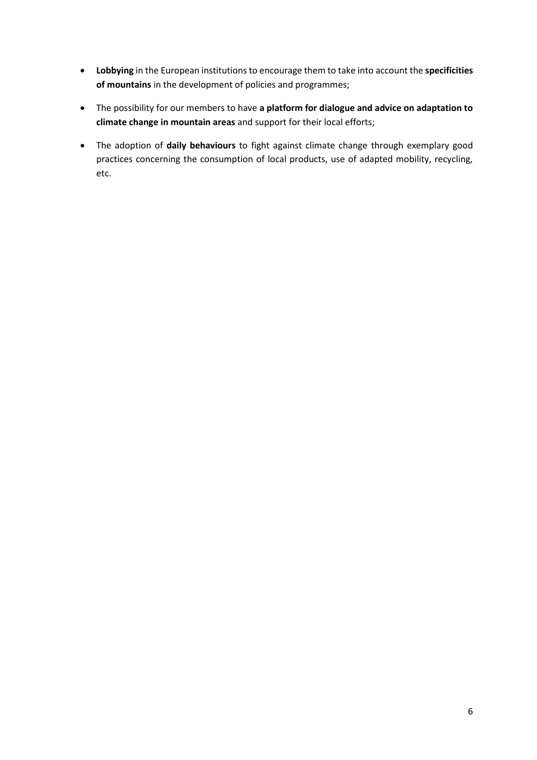- **Lobbying** in the European institutions to encourage them to take into account the **specificities of mountains** in the development of policies and programmes;
- The possibility for our members to have **a platform for dialogue and advice on adaptation to climate change in mountain areas** and support for their local efforts;
- The adoption of **daily behaviours** to fight against climate change through exemplary good practices concerning the consumption of local products, use of adapted mobility, recycling, etc.